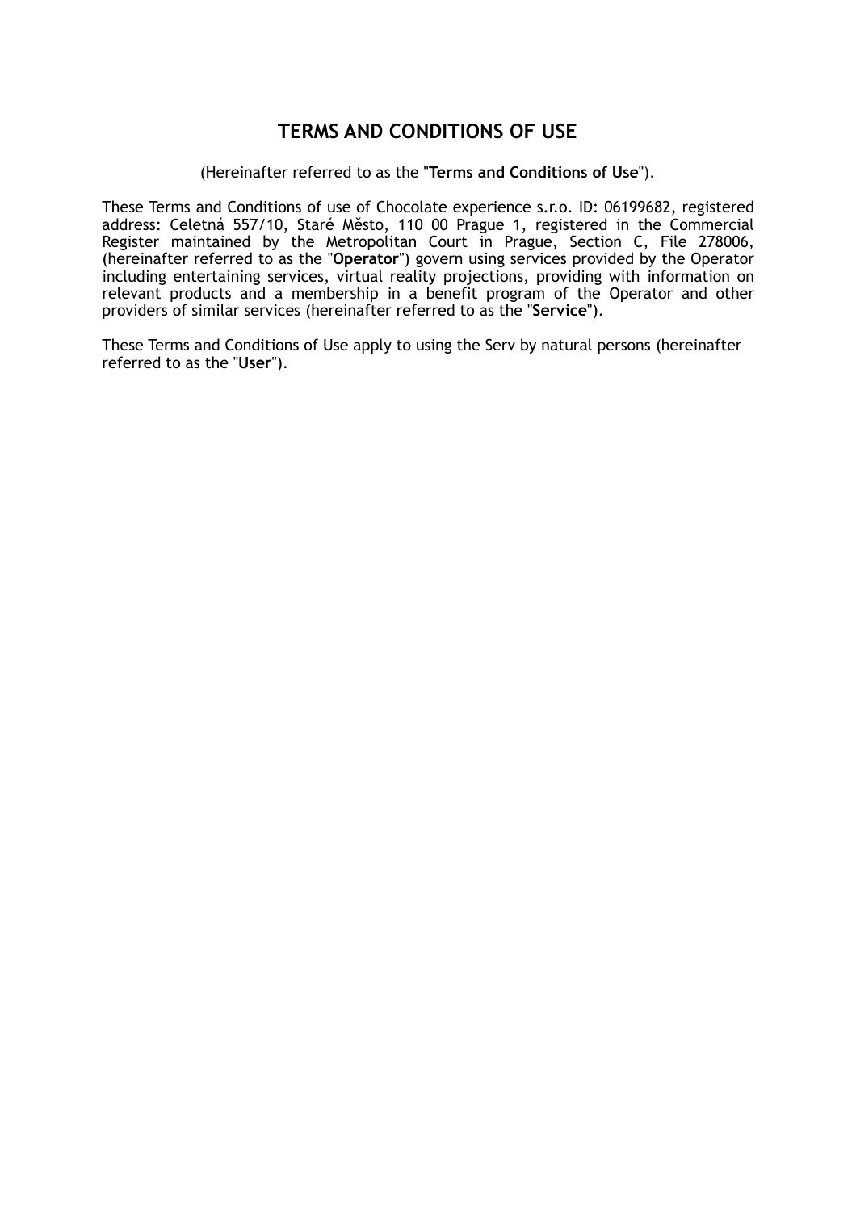# TERMS AND CONDITIONS OF USE

(Hereinafter referred to as the "**Terms and Conditions of Use**").

These Terms and Conditions of use of Chocolate experience s.r.o. ID: 06199682, registered address: Celetná 557/10, Staré Město, 110 00 Prague 1, registered in the Commercial Register maintained by the Metropolitan Court in Prague, Section C, File 278006, (hereinafter referred to as the "**Operator**") govern using services provided by the Operator including entertaining services, virtual reality projections, providing with information on relevant products and a membership in a benefit program of the Operator and other providers of similar services (hereinafter referred to as the "**Service**").

These Terms and Conditions of Use apply to using the Serv by natural persons (hereinafter referred to as the "**User**").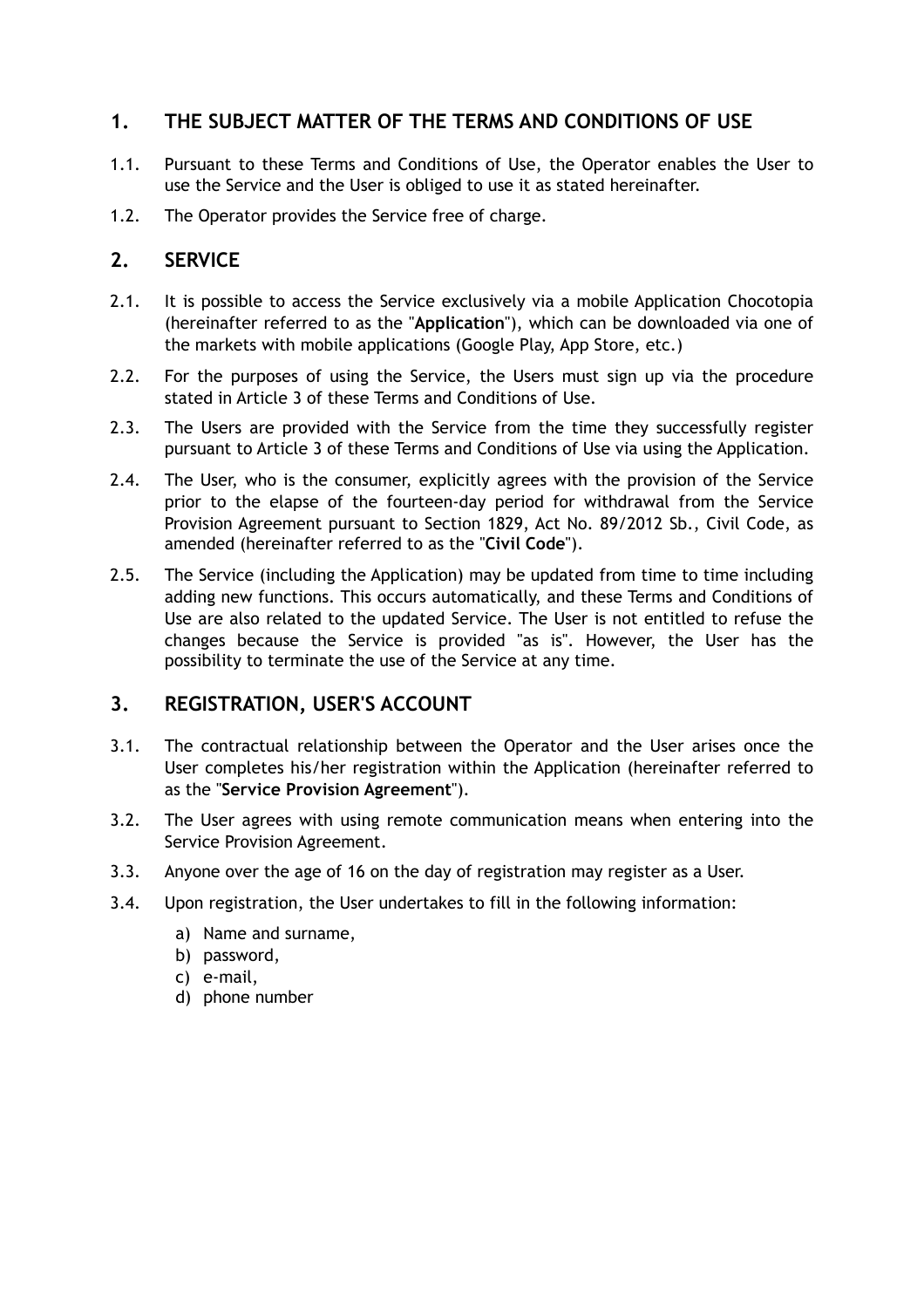## 1. THE SUBJECT MATTER OF THE TERMS AND CONDITIONS OF USE

1.1. Pursuant to these Terms and Conditions of Use, the Operator enables the User to use the Service and the User is obliged to use it as stated hereinafter.

1.2. The Operator provides the Service free of charge.

## 2. SERVICE

2.1. It is possible to access the Service exclusively via a mobile Application Chocotopia (hereinafter referred to as the "**Application**"), which can be downloaded via one of the markets with mobile applications (Google Play, App Store, etc.)

2.2. For the purposes of using the Service, the Users must sign up via the procedure stated in Article 3 of these Terms and Conditions of Use.

2.3. The Users are provided with the Service from the time they successfully register pursuant to Article 3 of these Terms and Conditions of Use via using the Application.

2.4. The User, who is the consumer, explicitly agrees with the provision of the Service prior to the elapse of the fourteen-day period for withdrawal from the Service Provision Agreement pursuant to Section 1829, Act No. 89/2012 Sb., Civil Code, as amended (hereinafter referred to as the "**Civil Code**").

2.5. The Service (including the Application) may be updated from time to time including adding new functions. This occurs automatically, and these Terms and Conditions of Use are also related to the updated Service. The User is not entitled to refuse the changes because the Service is provided "as is". However, the User has the possibility to terminate the use of the Service at any time.

## 3. REGISTRATION, USER'S ACCOUNT

3.1. The contractual relationship between the Operator and the User arises once the User completes his/her registration within the Application (hereinafter referred to as the "**Service Provision Agreement**").

3.2. The User agrees with using remote communication means when entering into the Service Provision Agreement.

3.3. Anyone over the age of 16 on the day of registration may register as a User.

3.4. Upon registration, the User undertakes to fill in the following information:

a) Name and surname,
b) password,
c) e-mail,
d) phone number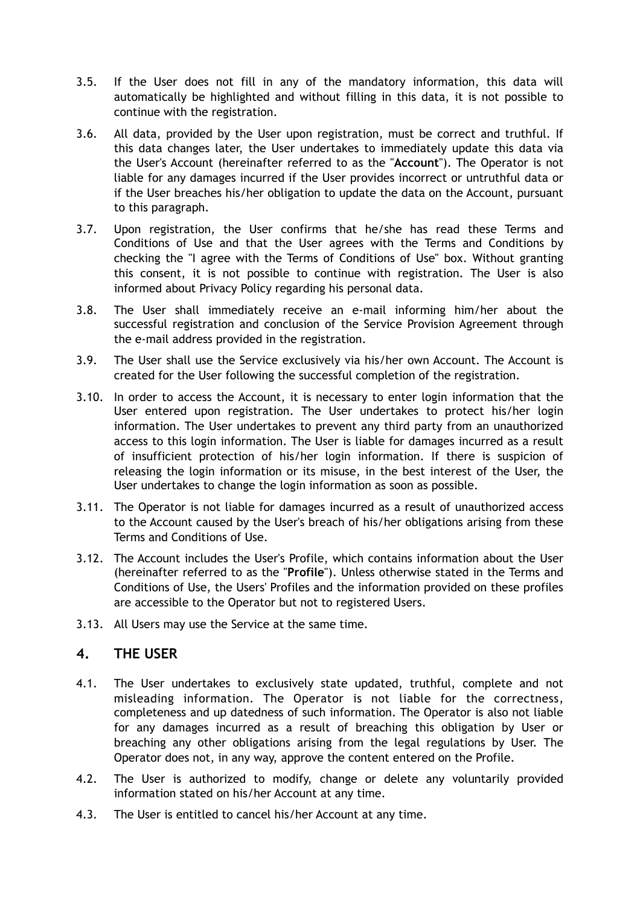3.5. If the User does not fill in any of the mandatory information, this data will automatically be highlighted and without filling in this data, it is not possible to continue with the registration.

3.6. All data, provided by the User upon registration, must be correct and truthful. If this data changes later, the User undertakes to immediately update this data via the User's Account (hereinafter referred to as the "**Account**"). The Operator is not liable for any damages incurred if the User provides incorrect or untruthful data or if the User breaches his/her obligation to update the data on the Account, pursuant to this paragraph.

3.7. Upon registration, the User confirms that he/she has read these Terms and Conditions of Use and that the User agrees with the Terms and Conditions by checking the "I agree with the Terms of Conditions of Use" box. Without granting this consent, it is not possible to continue with registration. The User is also informed about Privacy Policy regarding his personal data.

3.8. The User shall immediately receive an e-mail informing him/her about the successful registration and conclusion of the Service Provision Agreement through the e-mail address provided in the registration.

3.9. The User shall use the Service exclusively via his/her own Account. The Account is created for the User following the successful completion of the registration.

3.10. In order to access the Account, it is necessary to enter login information that the User entered upon registration. The User undertakes to protect his/her login information. The User undertakes to prevent any third party from an unauthorized access to this login information. The User is liable for damages incurred as a result of insufficient protection of his/her login information. If there is suspicion of releasing the login information or its misuse, in the best interest of the User, the User undertakes to change the login information as soon as possible.

3.11. The Operator is not liable for damages incurred as a result of unauthorized access to the Account caused by the User's breach of his/her obligations arising from these Terms and Conditions of Use.

3.12. The Account includes the User's Profile, which contains information about the User (hereinafter referred to as the "**Profile**"). Unless otherwise stated in the Terms and Conditions of Use, the Users' Profiles and the information provided on these profiles are accessible to the Operator but not to registered Users.

3.13. All Users may use the Service at the same time.

## 4. THE USER

4.1. The User undertakes to exclusively state updated, truthful, complete and not misleading information. The Operator is not liable for the correctness, completeness and up datedness of such information. The Operator is also not liable for any damages incurred as a result of breaching this obligation by User or breaching any other obligations arising from the legal regulations by User. The Operator does not, in any way, approve the content entered on the Profile.

4.2. The User is authorized to modify, change or delete any voluntarily provided information stated on his/her Account at any time.

4.3. The User is entitled to cancel his/her Account at any time.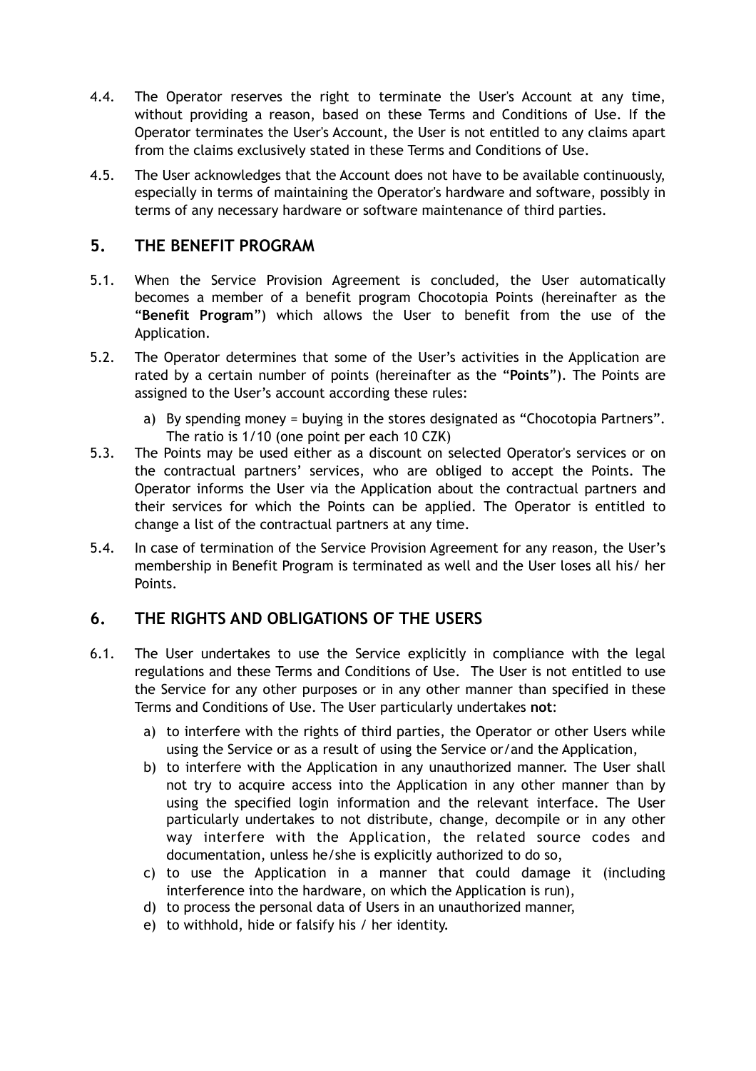4.4. The Operator reserves the right to terminate the User's Account at any time, without providing a reason, based on these Terms and Conditions of Use. If the Operator terminates the User's Account, the User is not entitled to any claims apart from the claims exclusively stated in these Terms and Conditions of Use.

4.5. The User acknowledges that the Account does not have to be available continuously, especially in terms of maintaining the Operator's hardware and software, possibly in terms of any necessary hardware or software maintenance of third parties.

## 5. THE BENEFIT PROGRAM

5.1. When the Service Provision Agreement is concluded, the User automatically becomes a member of a benefit program Chocotopia Points (hereinafter as the "**Benefit Program**") which allows the User to benefit from the use of the Application.

5.2. The Operator determines that some of the User's activities in the Application are rated by a certain number of points (hereinafter as the "**Points**"). The Points are assigned to the User's account according these rules:

a) By spending money = buying in the stores designated as "Chocotopia Partners". The ratio is 1/10 (one point per each 10 CZK)

5.3. The Points may be used either as a discount on selected Operator's services or on the contractual partners' services, who are obliged to accept the Points. The Operator informs the User via the Application about the contractual partners and their services for which the Points can be applied. The Operator is entitled to change a list of the contractual partners at any time.

5.4. In case of termination of the Service Provision Agreement for any reason, the User's membership in Benefit Program is terminated as well and the User loses all his/ her Points.

## 6. THE RIGHTS AND OBLIGATIONS OF THE USERS

6.1. The User undertakes to use the Service explicitly in compliance with the legal regulations and these Terms and Conditions of Use. The User is not entitled to use the Service for any other purposes or in any other manner than specified in these Terms and Conditions of Use. The User particularly undertakes **not**:

a) to interfere with the rights of third parties, the Operator or other Users while using the Service or as a result of using the Service or/and the Application,
b) to interfere with the Application in any unauthorized manner. The User shall not try to acquire access into the Application in any other manner than by using the specified login information and the relevant interface. The User particularly undertakes to not distribute, change, decompile or in any other way interfere with the Application, the related source codes and documentation, unless he/she is explicitly authorized to do so,
c) to use the Application in a manner that could damage it (including interference into the hardware, on which the Application is run),
d) to process the personal data of Users in an unauthorized manner,
e) to withhold, hide or falsify his / her identity.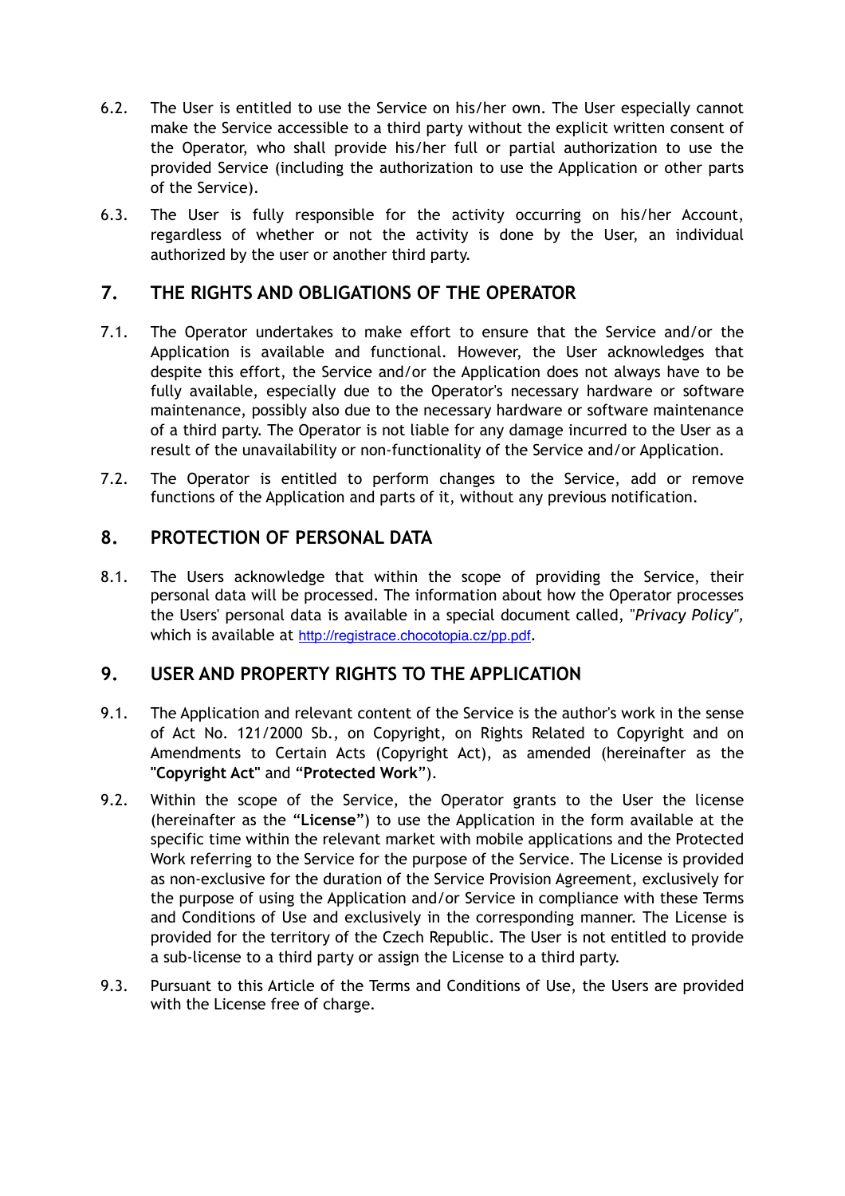6.2. The User is entitled to use the Service on his/her own. The User especially cannot make the Service accessible to a third party without the explicit written consent of the Operator, who shall provide his/her full or partial authorization to use the provided Service (including the authorization to use the Application or other parts of the Service).

6.3. The User is fully responsible for the activity occurring on his/her Account, regardless of whether or not the activity is done by the User, an individual authorized by the user or another third party.

## 7. THE RIGHTS AND OBLIGATIONS OF THE OPERATOR

7.1. The Operator undertakes to make effort to ensure that the Service and/or the Application is available and functional. However, the User acknowledges that despite this effort, the Service and/or the Application does not always have to be fully available, especially due to the Operator's necessary hardware or software maintenance, possibly also due to the necessary hardware or software maintenance of a third party. The Operator is not liable for any damage incurred to the User as a result of the unavailability or non-functionality of the Service and/or Application.

7.2. The Operator is entitled to perform changes to the Service, add or remove functions of the Application and parts of it, without any previous notification.

## 8. PROTECTION OF PERSONAL DATA

8.1. The Users acknowledge that within the scope of providing the Service, their personal data will be processed. The information about how the Operator processes the Users' personal data is available in a special document called, "*Privacy Policy*", which is available at http://registrace.chocotopia.cz/pp.pdf.

## 9. USER AND PROPERTY RIGHTS TO THE APPLICATION

9.1. The Application and relevant content of the Service is the author's work in the sense of Act No. 121/2000 Sb., on Copyright, on Rights Related to Copyright and on Amendments to Certain Acts (Copyright Act), as amended (hereinafter as the **"Copyright Act"** and "**Protected Work**").

9.2. Within the scope of the Service, the Operator grants to the User the license (hereinafter as the "**License**") to use the Application in the form available at the specific time within the relevant market with mobile applications and the Protected Work referring to the Service for the purpose of the Service. The License is provided as non-exclusive for the duration of the Service Provision Agreement, exclusively for the purpose of using the Application and/or Service in compliance with these Terms and Conditions of Use and exclusively in the corresponding manner. The License is provided for the territory of the Czech Republic. The User is not entitled to provide a sub-license to a third party or assign the License to a third party.

9.3. Pursuant to this Article of the Terms and Conditions of Use, the Users are provided with the License free of charge.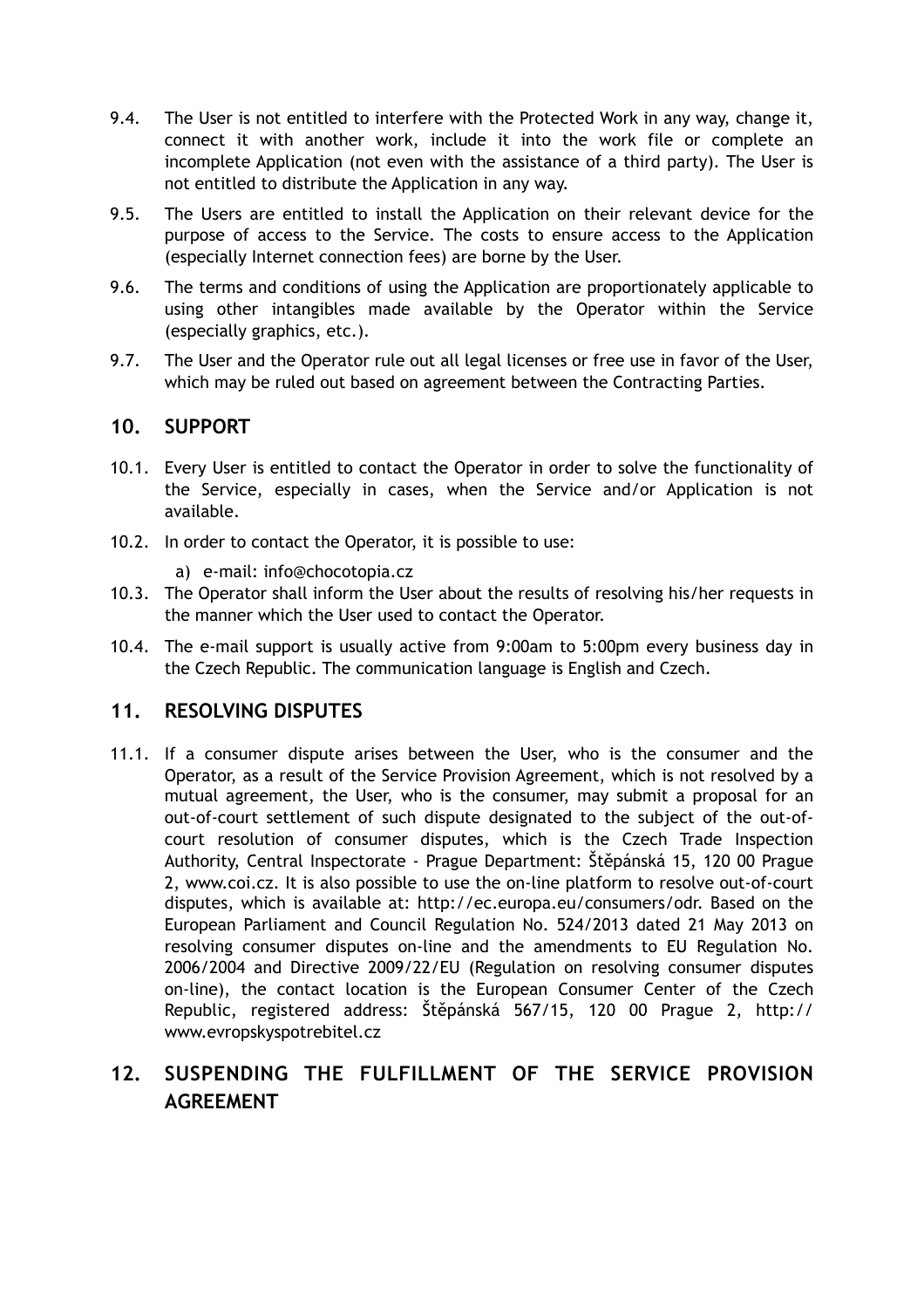9.4. The User is not entitled to interfere with the Protected Work in any way, change it, connect it with another work, include it into the work file or complete an incomplete Application (not even with the assistance of a third party). The User is not entitled to distribute the Application in any way.

9.5. The Users are entitled to install the Application on their relevant device for the purpose of access to the Service. The costs to ensure access to the Application (especially Internet connection fees) are borne by the User.

9.6. The terms and conditions of using the Application are proportionately applicable to using other intangibles made available by the Operator within the Service (especially graphics, etc.).

9.7. The User and the Operator rule out all legal licenses or free use in favor of the User, which may be ruled out based on agreement between the Contracting Parties.

## 10. SUPPORT

10.1. Every User is entitled to contact the Operator in order to solve the functionality of the Service, especially in cases, when the Service and/or Application is not available.

10.2. In order to contact the Operator, it is possible to use:

a) e-mail: info@chocotopia.cz

10.3. The Operator shall inform the User about the results of resolving his/her requests in the manner which the User used to contact the Operator.

10.4. The e-mail support is usually active from 9:00am to 5:00pm every business day in the Czech Republic. The communication language is English and Czech.

## 11. RESOLVING DISPUTES

11.1. If a consumer dispute arises between the User, who is the consumer and the Operator, as a result of the Service Provision Agreement, which is not resolved by a mutual agreement, the User, who is the consumer, may submit a proposal for an out-of-court settlement of such dispute designated to the subject of the out-of-court resolution of consumer disputes, which is the Czech Trade Inspection Authority, Central Inspectorate - Prague Department: Štěpánská 15, 120 00 Prague 2, www.coi.cz. It is also possible to use the on-line platform to resolve out-of-court disputes, which is available at: http://ec.europa.eu/consumers/odr. Based on the European Parliament and Council Regulation No. 524/2013 dated 21 May 2013 on resolving consumer disputes on-line and the amendments to EU Regulation No. 2006/2004 and Directive 2009/22/EU (Regulation on resolving consumer disputes on-line), the contact location is the European Consumer Center of the Czech Republic, registered address: Štěpánská 567/15, 120 00 Prague 2, http://www.evropskyspotrebitel.cz

## 12. SUSPENDING THE FULFILLMENT OF THE SERVICE PROVISION AGREEMENT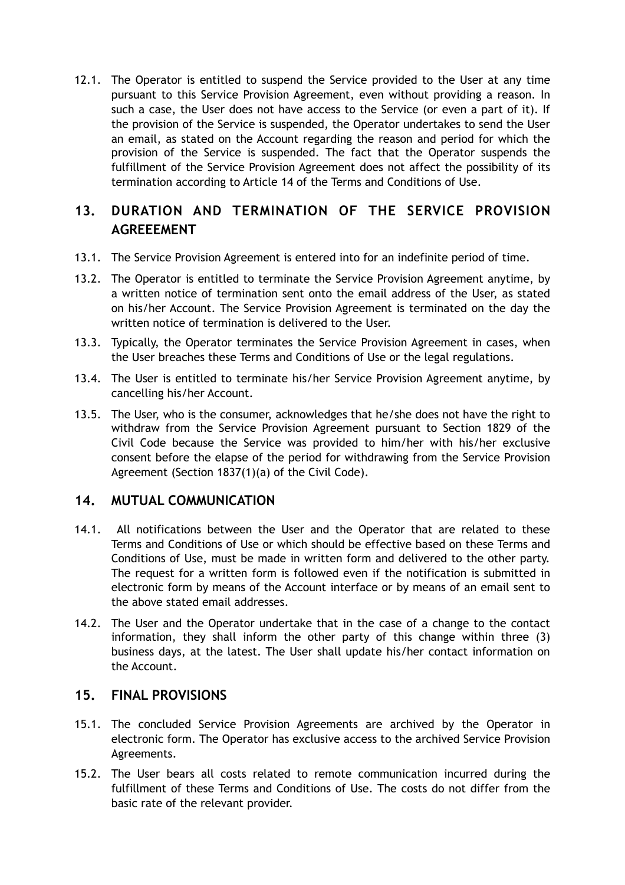12.1. The Operator is entitled to suspend the Service provided to the User at any time pursuant to this Service Provision Agreement, even without providing a reason. In such a case, the User does not have access to the Service (or even a part of it). If the provision of the Service is suspended, the Operator undertakes to send the User an email, as stated on the Account regarding the reason and period for which the provision of the Service is suspended. The fact that the Operator suspends the fulfillment of the Service Provision Agreement does not affect the possibility of its termination according to Article 14 of the Terms and Conditions of Use.

## 13. DURATION AND TERMINATION OF THE SERVICE PROVISION AGREEEMENT

13.1. The Service Provision Agreement is entered into for an indefinite period of time.

13.2. The Operator is entitled to terminate the Service Provision Agreement anytime, by a written notice of termination sent onto the email address of the User, as stated on his/her Account. The Service Provision Agreement is terminated on the day the written notice of termination is delivered to the User.

13.3. Typically, the Operator terminates the Service Provision Agreement in cases, when the User breaches these Terms and Conditions of Use or the legal regulations.

13.4. The User is entitled to terminate his/her Service Provision Agreement anytime, by cancelling his/her Account.

13.5. The User, who is the consumer, acknowledges that he/she does not have the right to withdraw from the Service Provision Agreement pursuant to Section 1829 of the Civil Code because the Service was provided to him/her with his/her exclusive consent before the elapse of the period for withdrawing from the Service Provision Agreement (Section 1837(1)(a) of the Civil Code).

## 14. MUTUAL COMMUNICATION

14.1. All notifications between the User and the Operator that are related to these Terms and Conditions of Use or which should be effective based on these Terms and Conditions of Use, must be made in written form and delivered to the other party. The request for a written form is followed even if the notification is submitted in electronic form by means of the Account interface or by means of an email sent to the above stated email addresses.

14.2. The User and the Operator undertake that in the case of a change to the contact information, they shall inform the other party of this change within three (3) business days, at the latest. The User shall update his/her contact information on the Account.

## 15. FINAL PROVISIONS

15.1. The concluded Service Provision Agreements are archived by the Operator in electronic form. The Operator has exclusive access to the archived Service Provision Agreements.

15.2. The User bears all costs related to remote communication incurred during the fulfillment of these Terms and Conditions of Use. The costs do not differ from the basic rate of the relevant provider.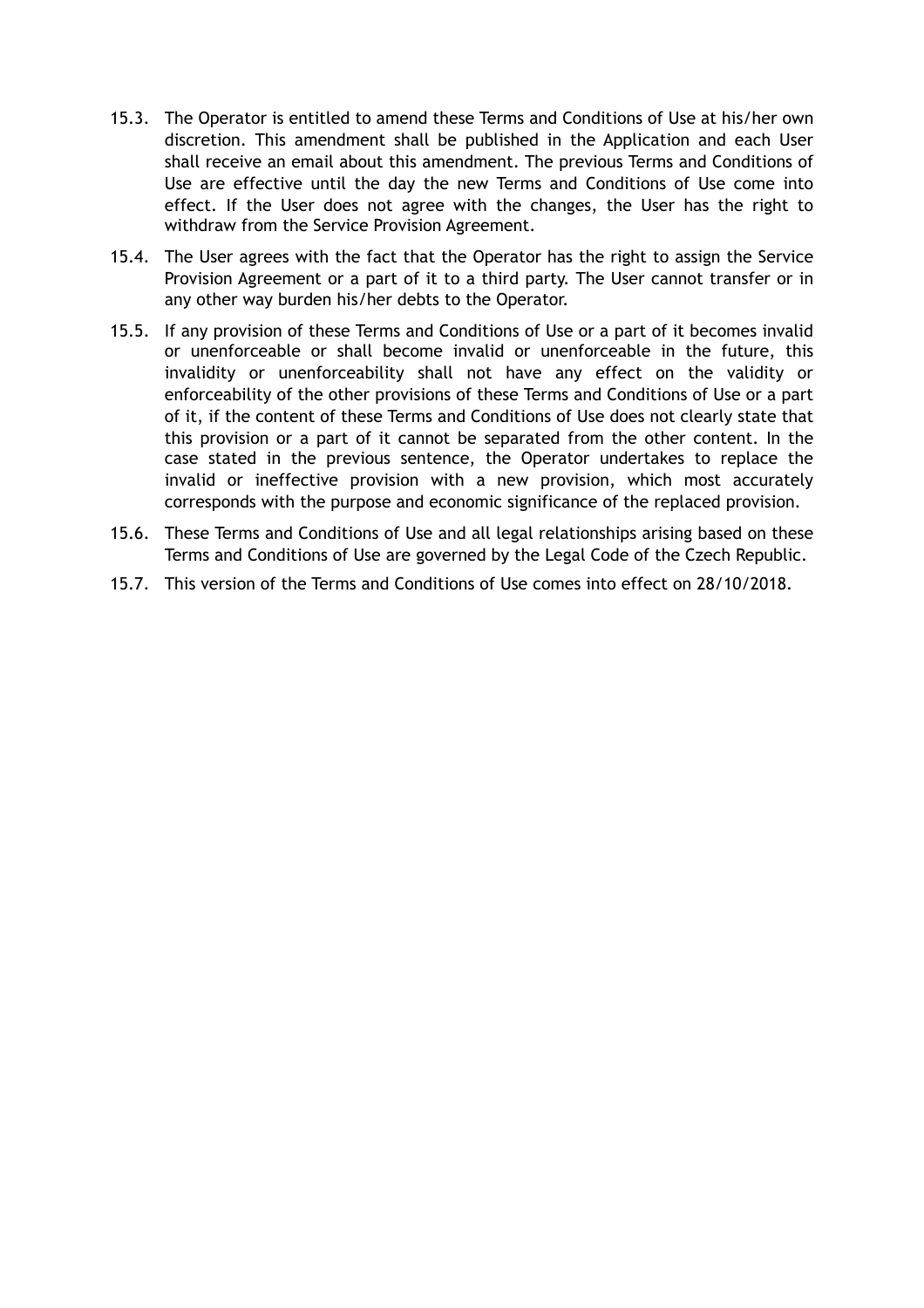15.3. The Operator is entitled to amend these Terms and Conditions of Use at his/her own discretion. This amendment shall be published in the Application and each User shall receive an email about this amendment. The previous Terms and Conditions of Use are effective until the day the new Terms and Conditions of Use come into effect. If the User does not agree with the changes, the User has the right to withdraw from the Service Provision Agreement.

15.4. The User agrees with the fact that the Operator has the right to assign the Service Provision Agreement or a part of it to a third party. The User cannot transfer or in any other way burden his/her debts to the Operator.

15.5. If any provision of these Terms and Conditions of Use or a part of it becomes invalid or unenforceable or shall become invalid or unenforceable in the future, this invalidity or unenforceability shall not have any effect on the validity or enforceability of the other provisions of these Terms and Conditions of Use or a part of it, if the content of these Terms and Conditions of Use does not clearly state that this provision or a part of it cannot be separated from the other content. In the case stated in the previous sentence, the Operator undertakes to replace the invalid or ineffective provision with a new provision, which most accurately corresponds with the purpose and economic significance of the replaced provision.

15.6. These Terms and Conditions of Use and all legal relationships arising based on these Terms and Conditions of Use are governed by the Legal Code of the Czech Republic.

15.7. This version of the Terms and Conditions of Use comes into effect on 28/10/2018.